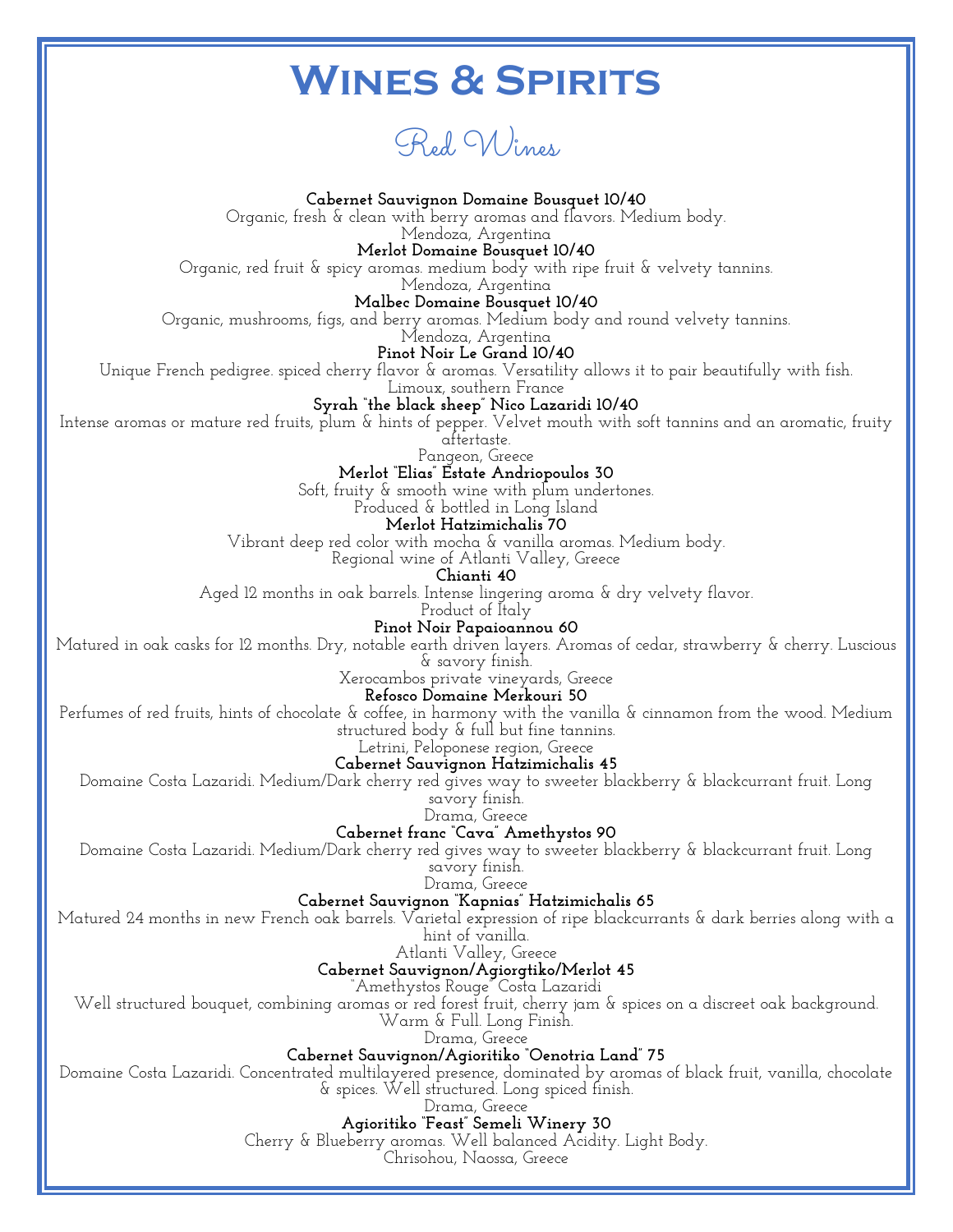# Wines & Spirits

## Red Wines

**Cabernet Sauvignon Domaine Bousquet 10/40**
Organic, fresh & clean with berry aromas and flavors. Medium body.
Mendoza, Argentina

**Merlot Domaine Bousquet 10/40**
Organic, red fruit & spicy aromas. medium body with ripe fruit & velvety tannins.
Mendoza, Argentina

**Malbec Domaine Bousquet 10/40**
Organic, mushrooms, figs, and berry aromas. Medium body and round velvety tannins.
Mendoza, Argentina

**Pinot Noir Le Grand 10/40**
Unique French pedigree. spiced cherry flavor & aromas. Versatility allows it to pair beautifully with fish.
Limoux, southern France

**Syrah "the black sheep" Nico Lazaridi 10/40**
Intense aromas or mature red fruits, plum & hints of pepper. Velvet mouth with soft tannins and an aromatic, fruity aftertaste.
Pangeon, Greece

**Merlot "Elias" Estate Andriopoulos 30**
Soft, fruity & smooth wine with plum undertones.
Produced & bottled in Long Island

**Merlot Hatzimichalis 70**
Vibrant deep red color with mocha & vanilla aromas. Medium body.
Regional wine of Atlanti Valley, Greece

**Chianti 40**
Aged 12 months in oak barrels. Intense lingering aroma & dry velvety flavor.
Product of Italy

**Pinot Noir Papaioannou 60**
Matured in oak casks for 12 months. Dry, notable earth driven layers. Aromas of cedar, strawberry & cherry. Luscious & savory finish.
Xerocambos private vineyards, Greece

**Refosco Domaine Merkouri 50**
Perfumes of red fruits, hints of chocolate & coffee, in harmony with the vanilla & cinnamon from the wood. Medium structured body & full but fine tannins.
Letrini, Peloponese region, Greece

**Cabernet Sauvignon Hatzimichalis 45**
Domaine Costa Lazaridi. Medium/Dark cherry red gives way to sweeter blackberry & blackcurrant fruit. Long savory finish.
Drama, Greece

**Cabernet franc "Cava" Amethystos 90**
Domaine Costa Lazaridi. Medium/Dark cherry red gives way to sweeter blackberry & blackcurrant fruit. Long savory finish.
Drama, Greece

**Cabernet Sauvignon "Kapnias" Hatzimichalis 65**
Matured 24 months in new French oak barrels. Varietal expression of ripe blackcurrants & dark berries along with a hint of vanilla.
Atlanti Valley, Greece

**Cabernet Sauvignon/Agiorgtiko/Merlot 45**
"Amethystos Rouge" Costa Lazaridi
Well structured bouquet, combining aromas or red forest fruit, cherry jam & spices on a discreet oak background. Warm & Full. Long Finish.
Drama, Greece

**Cabernet Sauvignon/Agioritiko "Oenotria Land" 75**
Domaine Costa Lazaridi. Concentrated multilayered presence, dominated by aromas of black fruit, vanilla, chocolate & spices. Well structured. Long spiced finish.
Drama, Greece

**Agioritiko "Feast" Semeli Winery 30**
Cherry & Blueberry aromas. Well balanced Acidity. Light Body.
Chrisohou, Naossa, Greece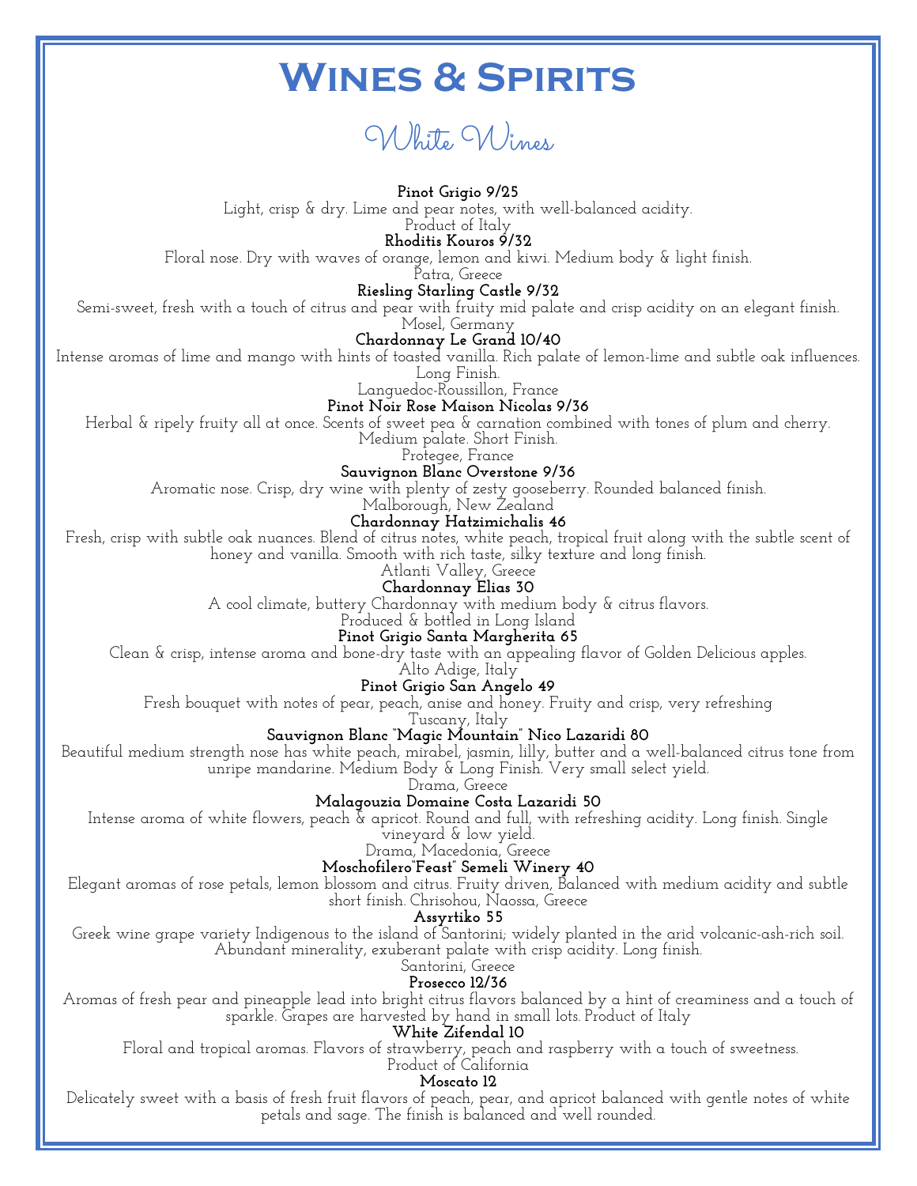# Wines & Spirits

## White Wines

**Pinot Grigio 9/25**
Light, crisp & dry. Lime and pear notes, with well-balanced acidity.
Product of Italy

**Rhoditis Kouros 9/32**
Floral nose. Dry with waves of orange, lemon and kiwi. Medium body & light finish.
Patra, Greece

**Riesling Starling Castle 9/32**
Semi-sweet, fresh with a touch of citrus and pear with fruity mid palate and crisp acidity on an elegant finish.
Mosel, Germany

**Chardonnay Le Grand 10/40**
Intense aromas of lime and mango with hints of toasted vanilla. Rich palate of lemon-lime and subtle oak influences. Long Finish.
Languedoc-Roussillon, France

**Pinot Noir Rose Maison Nicolas 9/36**
Herbal & ripely fruity all at once. Scents of sweet pea & carnation combined with tones of plum and cherry. Medium palate. Short Finish.
Protegee, France

**Sauvignon Blanc Overstone 9/36**
Aromatic nose. Crisp, dry wine with plenty of zesty gooseberry. Rounded balanced finish.
Malborough, New Zealand

**Chardonnay Hatzimichalis 46**
Fresh, crisp with subtle oak nuances. Blend of citrus notes, white peach, tropical fruit along with the subtle scent of honey and vanilla. Smooth with rich taste, silky texture and long finish.
Atlanti Valley, Greece

**Chardonnay Elias 30**
A cool climate, buttery Chardonnay with medium body & citrus flavors.
Produced & bottled in Long Island

**Pinot Grigio Santa Margherita 65**
Clean & crisp, intense aroma and bone-dry taste with an appealing flavor of Golden Delicious apples.
Alto Adige, Italy

**Pinot Grigio San Angelo 49**
Fresh bouquet with notes of pear, peach, anise and honey. Fruity and crisp, very refreshing
Tuscany, Italy

**Sauvignon Blanc "Magic Mountain" Nico Lazaridi 80**
Beautiful medium strength nose has white peach, mirabel, jasmin, lilly, butter and a well-balanced citrus tone from unripe mandarine. Medium Body & Long Finish. Very small select yield.
Drama, Greece

**Malagouzia Domaine Costa Lazaridi 50**
Intense aroma of white flowers, peach & apricot. Round and full, with refreshing acidity. Long finish. Single vineyard & low yield.
Drama, Macedonia, Greece

**Moschofilero"Feast" Semeli Winery 40**
Elegant aromas of rose petals, lemon blossom and citrus. Fruity driven, Balanced with medium acidity and subtle short finish. Chrisohou, Naossa, Greece

**Assyrtiko 55**
Greek wine grape variety Indigenous to the island of Santorini; widely planted in the arid volcanic-ash-rich soil. Abundant minerality, exuberant palate with crisp acidity. Long finish.
Santorini, Greece

**Prosecco 12/36**
Aromas of fresh pear and pineapple lead into bright citrus flavors balanced by a hint of creaminess and a touch of sparkle. Grapes are harvested by hand in small lots. Product of Italy

**White Zifendal 10**
Floral and tropical aromas. Flavors of strawberry, peach and raspberry with a touch of sweetness.
Product of California

**Moscato 12**
Delicately sweet with a basis of fresh fruit flavors of peach, pear, and apricot balanced with gentle notes of white petals and sage. The finish is balanced and well rounded.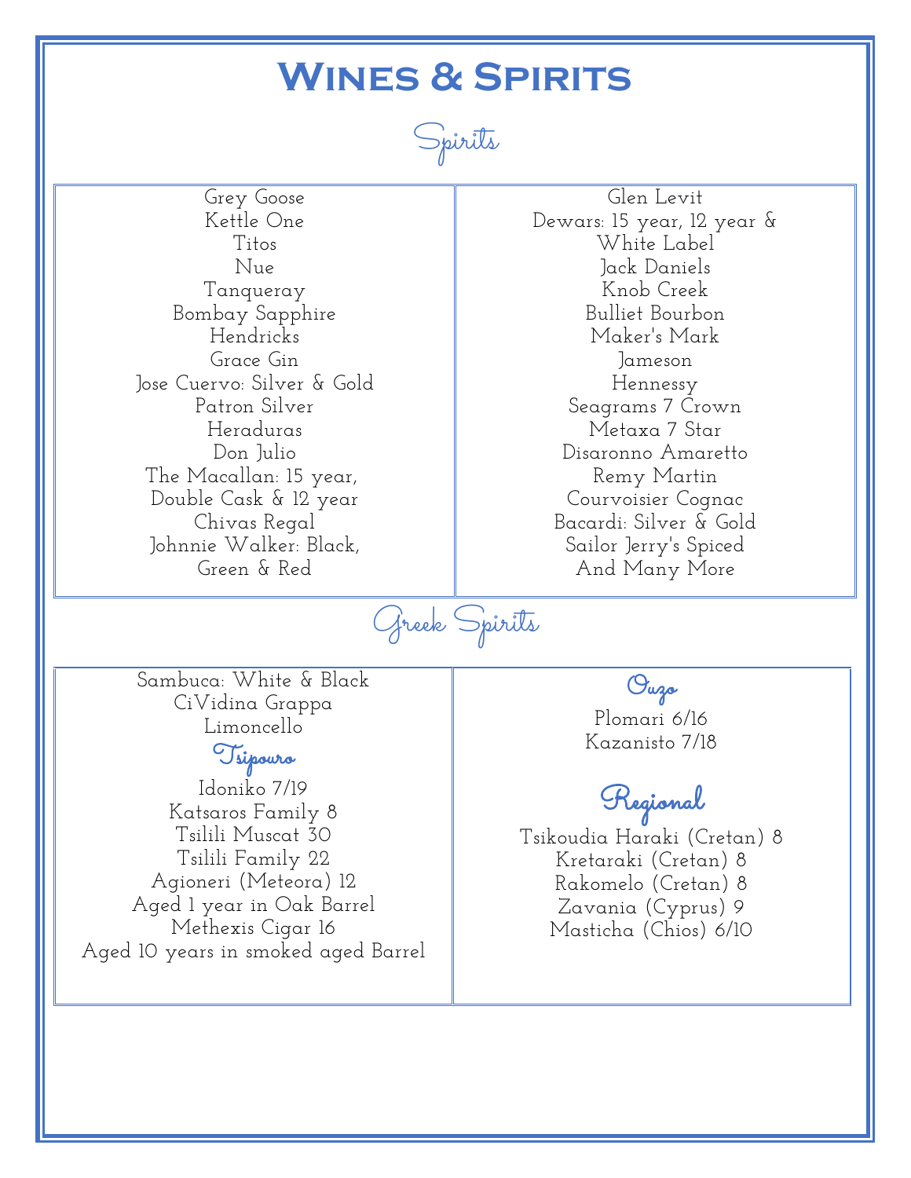# Wines & Spirits

## Spirits

Grey Goose
Kettle One
Titos
Nue
Tanqueray
Bombay Sapphire
Hendricks
Grace Gin
Jose Cuervo: Silver & Gold
Patron Silver
Heraduras
Don Julio
The Macallan: 15 year, Double Cask & 12 year
Chivas Regal
Johnnie Walker: Black, Green & Red

Glen Levit
Dewars: 15 year, 12 year & White Label
Jack Daniels
Knob Creek
Bulliet Bourbon
Maker's Mark
Jameson
Hennessy
Seagrams 7 Crown
Metaxa 7 Star
Disaronno Amaretto
Remy Martin
Courvoisier Cognac
Bacardi: Silver & Gold
Sailor Jerry's Spiced
And Many More

## Greek Spirits

Sambuca: White & Black
CiVidina Grappa
Limoncello

### Tsipouro

Idoniko 7/19
Katsaros Family 8
Tsilili Muscat 30
Tsilili Family 22
Agioneri (Meteora) 12
Aged 1 year in Oak Barrel
Methexis Cigar 16
Aged 10 years in smoked aged Barrel

### Ouzo

Plomari 6/16
Kazanisto 7/18

### Regional

Tsikoudia Haraki (Cretan) 8
Kretaraki (Cretan) 8
Rakomelo (Cretan) 8
Zavania (Cyprus) 9
Masticha (Chios) 6/10